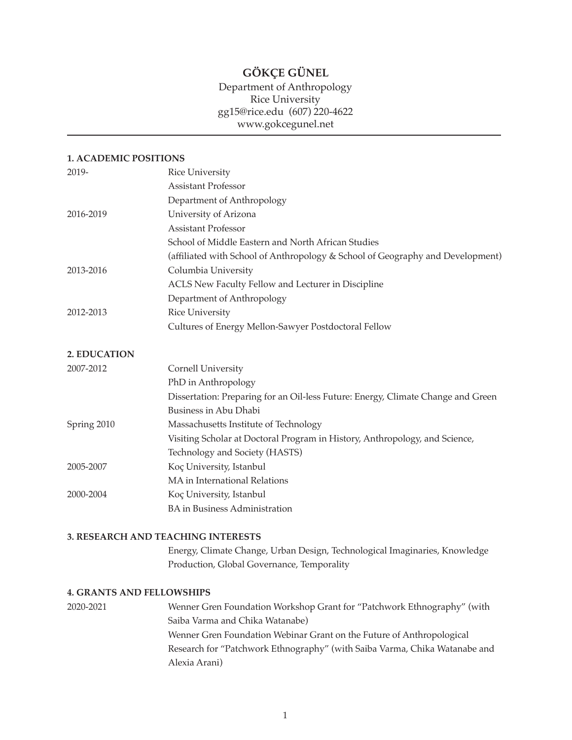# GÖKÇE GÜNEL

Department of Anthropology
Rice University
gg15@rice.edu (607) 220-4622
www.gokcegunel.net

---

## 1. ACADEMIC POSITIONS

| | |
|---|---|
| 2019- | Rice University<br>Assistant Professor<br>Department of Anthropology |
| 2016-2019 | University of Arizona<br>Assistant Professor<br>School of Middle Eastern and North African Studies<br>(affiliated with School of Anthropology & School of Geography and Development) |
| 2013-2016 | Columbia University<br>ACLS New Faculty Fellow and Lecturer in Discipline<br>Department of Anthropology |
| 2012-2013 | Rice University<br>Cultures of Energy Mellon-Sawyer Postdoctoral Fellow |

## 2. EDUCATION

| | |
|---|---|
| 2007-2012 | Cornell University<br>PhD in Anthropology<br>Dissertation: Preparing for an Oil-less Future: Energy, Climate Change and Green Business in Abu Dhabi |
| Spring 2010 | Massachusetts Institute of Technology<br>Visiting Scholar at Doctoral Program in History, Anthropology, and Science, Technology and Society (HASTS) |
| 2005-2007 | Koç University, Istanbul<br>MA in International Relations |
| 2000-2004 | Koç University, Istanbul<br>BA in Business Administration |

## 3. RESEARCH AND TEACHING INTERESTS

Energy, Climate Change, Urban Design, Technological Imaginaries, Knowledge Production, Global Governance, Temporality

## 4. GRANTS AND FELLOWSHIPS

| | |
|---|---|
| 2020-2021 | Wenner Gren Foundation Workshop Grant for "Patchwork Ethnography" (with Saiba Varma and Chika Watanabe)<br>Wenner Gren Foundation Webinar Grant on the Future of Anthropological Research for "Patchwork Ethnography" (with Saiba Varma, Chika Watanabe and Alexia Arani) |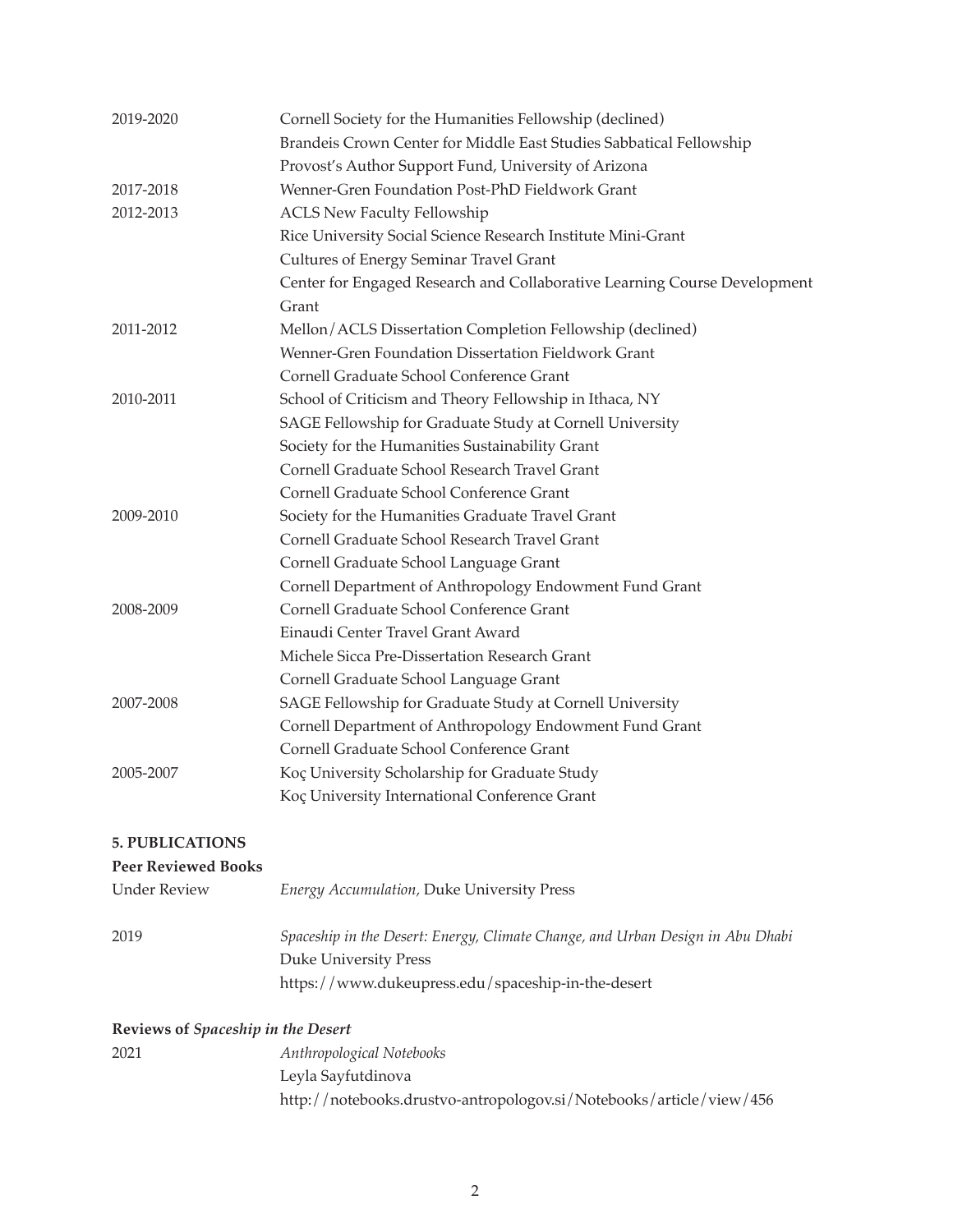| | |
|---|---|
| 2019-2020 | Cornell Society for the Humanities Fellowship (declined) |
| | Brandeis Crown Center for Middle East Studies Sabbatical Fellowship |
| | Provost's Author Support Fund, University of Arizona |
| 2017-2018 | Wenner-Gren Foundation Post-PhD Fieldwork Grant |
| 2012-2013 | ACLS New Faculty Fellowship |
| | Rice University Social Science Research Institute Mini-Grant |
| | Cultures of Energy Seminar Travel Grant |
| | Center for Engaged Research and Collaborative Learning Course Development Grant |
| 2011-2012 | Mellon/ACLS Dissertation Completion Fellowship (declined) |
| | Wenner-Gren Foundation Dissertation Fieldwork Grant |
| | Cornell Graduate School Conference Grant |
| 2010-2011 | School of Criticism and Theory Fellowship in Ithaca, NY |
| | SAGE Fellowship for Graduate Study at Cornell University |
| | Society for the Humanities Sustainability Grant |
| | Cornell Graduate School Research Travel Grant |
| | Cornell Graduate School Conference Grant |
| 2009-2010 | Society for the Humanities Graduate Travel Grant |
| | Cornell Graduate School Research Travel Grant |
| | Cornell Graduate School Language Grant |
| | Cornell Department of Anthropology Endowment Fund Grant |
| 2008-2009 | Cornell Graduate School Conference Grant |
| | Einaudi Center Travel Grant Award |
| | Michele Sicca Pre-Dissertation Research Grant |
| | Cornell Graduate School Language Grant |
| 2007-2008 | SAGE Fellowship for Graduate Study at Cornell University |
| | Cornell Department of Anthropology Endowment Fund Grant |
| | Cornell Graduate School Conference Grant |
| 2005-2007 | Koç University Scholarship for Graduate Study |
| | Koç University International Conference Grant |

## 5. PUBLICATIONS

**Peer Reviewed Books**

Under Review — *Energy Accumulation,* Duke University Press

2019 — *Spaceship in the Desert: Energy, Climate Change, and Urban Design in Abu Dhabi*
Duke University Press
https://www.dukeupress.edu/spaceship-in-the-desert

**Reviews of *Spaceship in the Desert***

2021 — *Anthropological Notebooks*
Leyla Sayfutdinova
http://notebooks.drustvo-antropologov.si/Notebooks/article/view/456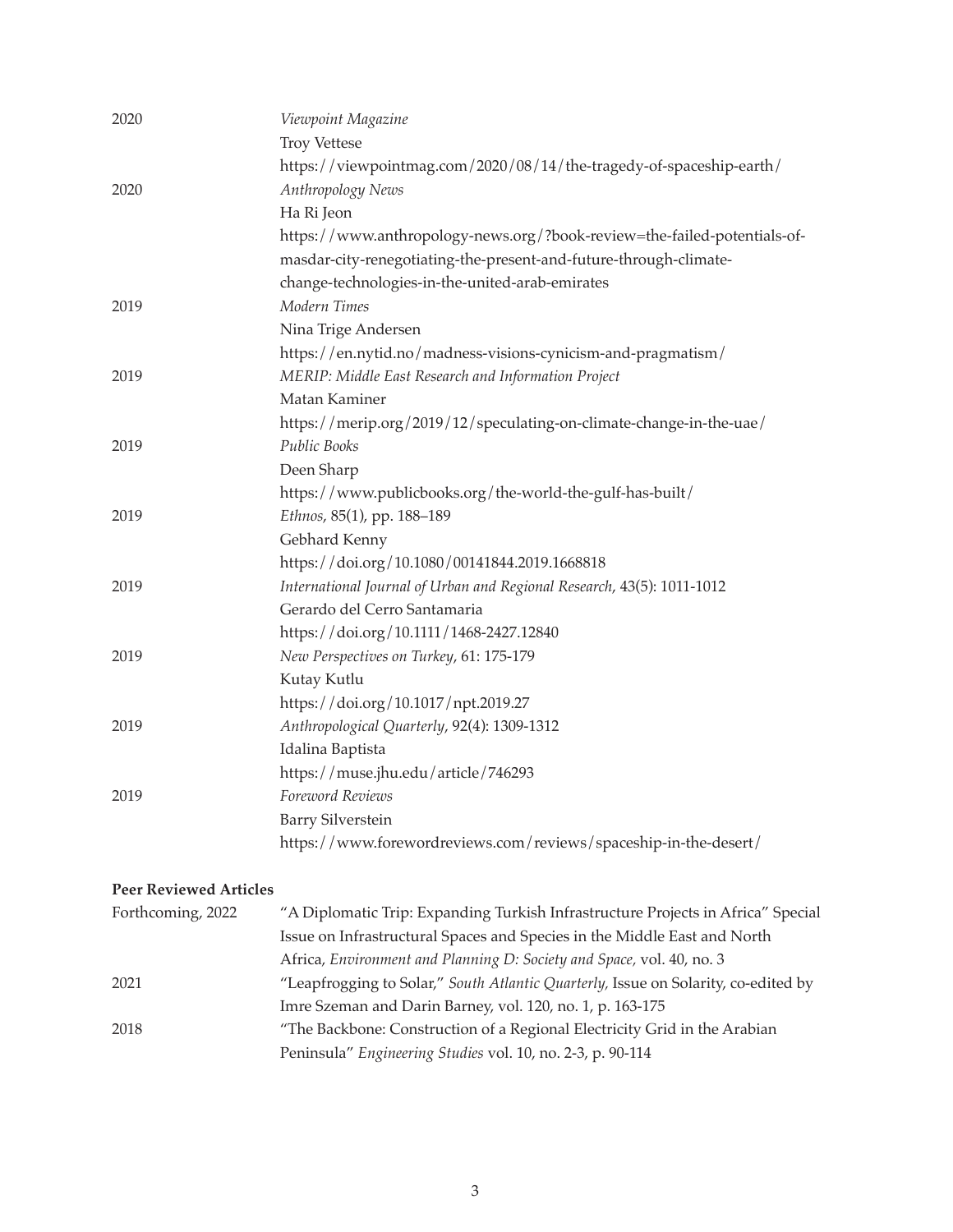2020 *Viewpoint Magazine*
Troy Vettese
https://viewpointmag.com/2020/08/14/the-tragedy-of-spaceship-earth/

2020 *Anthropology News*
Ha Ri Jeon
https://www.anthropology-news.org/?book-review=the-failed-potentials-of-masdar-city-renegotiating-the-present-and-future-through-climate-change-technologies-in-the-united-arab-emirates

2019 *Modern Times*
Nina Trige Andersen
https://en.nytid.no/madness-visions-cynicism-and-pragmatism/

2019 *MERIP: Middle East Research and Information Project*
Matan Kaminer
https://merip.org/2019/12/speculating-on-climate-change-in-the-uae/

2019 *Public Books*
Deen Sharp
https://www.publicbooks.org/the-world-the-gulf-has-built/

2019 *Ethnos*, 85(1), pp. 188–189
Gebhard Kenny
https://doi.org/10.1080/00141844.2019.1668818

2019 *International Journal of Urban and Regional Research*, 43(5): 1011-1012
Gerardo del Cerro Santamaria
https://doi.org/10.1111/1468-2427.12840

2019 *New Perspectives on Turkey*, 61: 175-179
Kutay Kutlu
https://doi.org/10.1017/npt.2019.27

2019 *Anthropological Quarterly*, 92(4): 1309-1312
Idalina Baptista
https://muse.jhu.edu/article/746293

2019 *Foreword Reviews*
Barry Silverstein
https://www.forewordreviews.com/reviews/spaceship-in-the-desert/

**Peer Reviewed Articles**

Forthcoming, 2022 "A Diplomatic Trip: Expanding Turkish Infrastructure Projects in Africa" Special Issue on Infrastructural Spaces and Species in the Middle East and North Africa, *Environment and Planning D: Society and Space,* vol. 40, no. 3

2021 "Leapfrogging to Solar," *South Atlantic Quarterly,* Issue on Solarity, co-edited by Imre Szeman and Darin Barney, vol. 120, no. 1, p. 163-175

2018 "The Backbone: Construction of a Regional Electricity Grid in the Arabian Peninsula" *Engineering Studies* vol. 10, no. 2-3, p. 90-114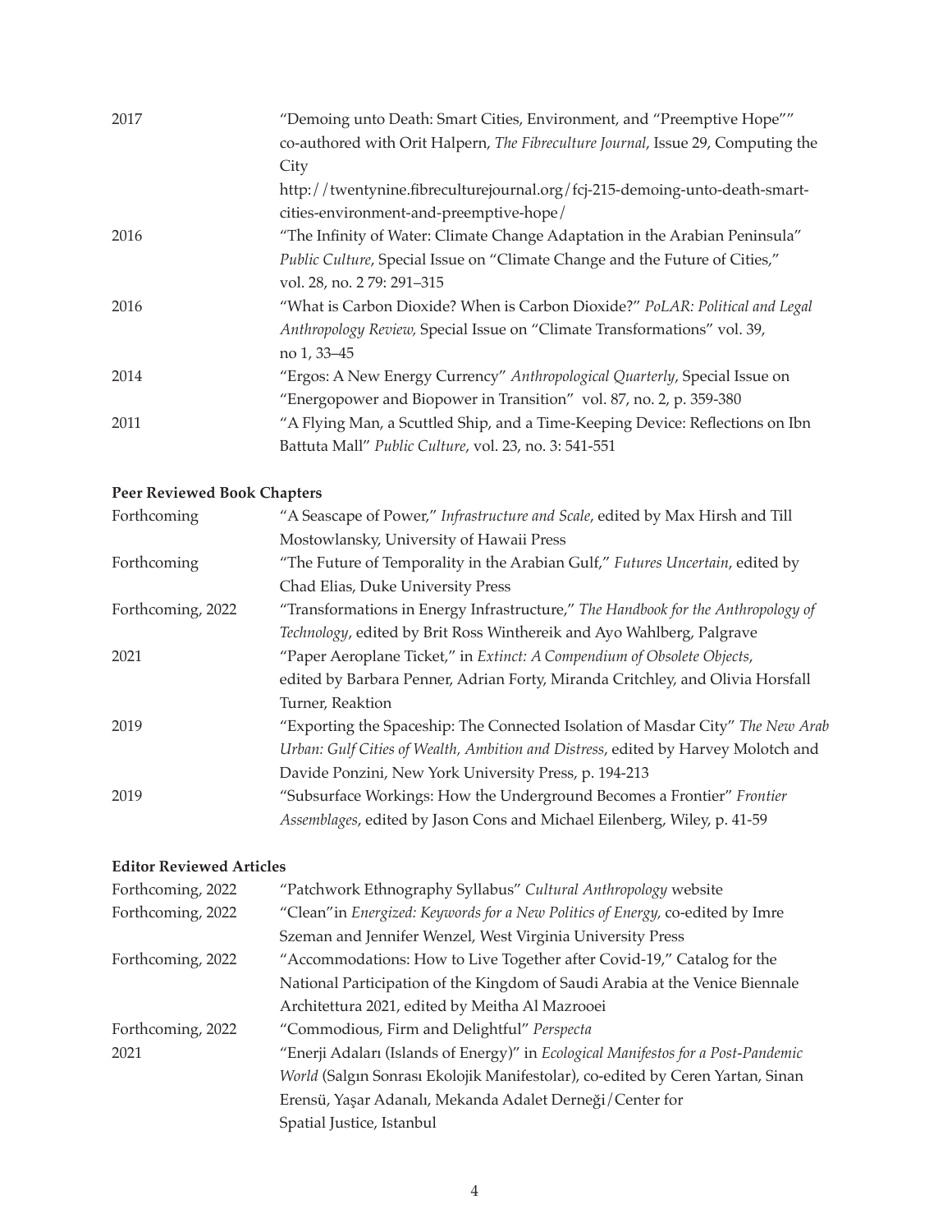| | |
|---|---|
| 2017 | "Demoing unto Death: Smart Cities, Environment, and "Preemptive Hope"" co-authored with Orit Halpern, *The Fibreculture Journal*, Issue 29, Computing the City http://twentynine.fibreculturejournal.org/fcj-215-demoing-unto-death-smart-cities-environment-and-preemptive-hope/ |
| 2016 | "The Infinity of Water: Climate Change Adaptation in the Arabian Peninsula" *Public Culture*, Special Issue on "Climate Change and the Future of Cities," vol. 28, no. 2 79: 291–315 |
| 2016 | "What is Carbon Dioxide? When is Carbon Dioxide?" *PoLAR: Political and Legal Anthropology Review*, Special Issue on "Climate Transformations" vol. 39, no 1, 33–45 |
| 2014 | "Ergos: A New Energy Currency" *Anthropological Quarterly*, Special Issue on "Energopower and Biopower in Transition" vol. 87, no. 2, p. 359-380 |
| 2011 | "A Flying Man, a Scuttled Ship, and a Time-Keeping Device: Reflections on Ibn Battuta Mall" *Public Culture*, vol. 23, no. 3: 541-551 |

**Peer Reviewed Book Chapters**

| | |
|---|---|
| Forthcoming | "A Seascape of Power," *Infrastructure and Scale*, edited by Max Hirsh and Till Mostowlansky, University of Hawaii Press |
| Forthcoming | "The Future of Temporality in the Arabian Gulf," *Futures Uncertain*, edited by Chad Elias, Duke University Press |
| Forthcoming, 2022 | "Transformations in Energy Infrastructure," *The Handbook for the Anthropology of Technology*, edited by Brit Ross Winthereik and Ayo Wahlberg, Palgrave |
| 2021 | "Paper Aeroplane Ticket," in *Extinct: A Compendium of Obsolete Objects*, edited by Barbara Penner, Adrian Forty, Miranda Critchley, and Olivia Horsfall Turner, Reaktion |
| 2019 | "Exporting the Spaceship: The Connected Isolation of Masdar City" *The New Arab Urban: Gulf Cities of Wealth, Ambition and Distress*, edited by Harvey Molotch and Davide Ponzini, New York University Press, p. 194-213 |
| 2019 | "Subsurface Workings: How the Underground Becomes a Frontier" *Frontier Assemblages*, edited by Jason Cons and Michael Eilenberg, Wiley, p. 41-59 |

**Editor Reviewed Articles**

| | |
|---|---|
| Forthcoming, 2022 | "Patchwork Ethnography Syllabus" *Cultural Anthropology* website |
| Forthcoming, 2022 | "Clean"in *Energized: Keywords for a New Politics of Energy*, co-edited by Imre Szeman and Jennifer Wenzel, West Virginia University Press |
| Forthcoming, 2022 | "Accommodations: How to Live Together after Covid-19," Catalog for the National Participation of the Kingdom of Saudi Arabia at the Venice Biennale Architettura 2021, edited by Meitha Al Mazrooei |
| Forthcoming, 2022 | "Commodious, Firm and Delightful" *Perspecta* |
| 2021 | "Enerji Adaları (Islands of Energy)" in *Ecological Manifestos for a Post-Pandemic World* (Salgın Sonrası Ekolojik Manifestolar), co-edited by Ceren Yartan, Sinan Erensü, Yaşar Adanalı, Mekanda Adalet Derneği/Center for Spatial Justice, Istanbul |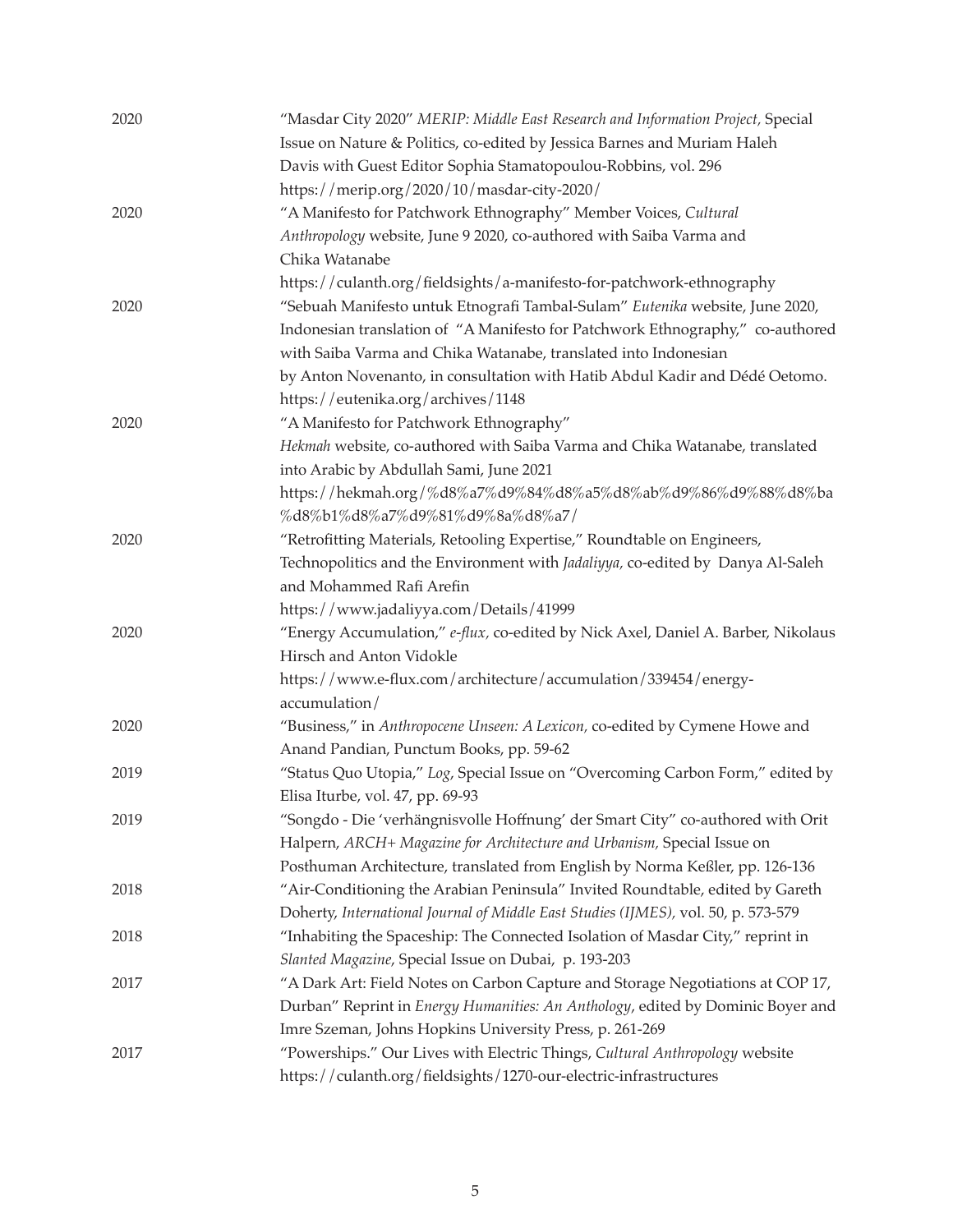2020 "Masdar City 2020" *MERIP: Middle East Research and Information Project*, Special Issue on Nature & Politics, co-edited by Jessica Barnes and Muriam Haleh Davis with Guest Editor Sophia Stamatopoulou-Robbins, vol. 296 https://merip.org/2020/10/masdar-city-2020/

2020 "A Manifesto for Patchwork Ethnography" Member Voices, *Cultural Anthropology* website, June 9 2020, co-authored with Saiba Varma and Chika Watanabe https://culanth.org/fieldsights/a-manifesto-for-patchwork-ethnography

2020 "Sebuah Manifesto untuk Etnografi Tambal-Sulam" *Eutenika* website, June 2020, Indonesian translation of "A Manifesto for Patchwork Ethnography," co-authored with Saiba Varma and Chika Watanabe, translated into Indonesian by Anton Novenanto, in consultation with Hatib Abdul Kadir and Dédé Oetomo. https://eutenika.org/archives/1148

2020 "A Manifesto for Patchwork Ethnography" *Hekmah* website, co-authored with Saiba Varma and Chika Watanabe, translated into Arabic by Abdullah Sami, June 2021 https://hekmah.org/%d8%a7%d9%84%d8%a5%d8%ab%d9%86%d9%88%d8%ba%d8%b1%d8%a7%d9%81%d9%8a%d8%a7/

2020 "Retrofitting Materials, Retooling Expertise," Roundtable on Engineers, Technopolitics and the Environment with *Jadaliyya*, co-edited by Danya Al-Saleh and Mohammed Rafi Arefin https://www.jadaliyya.com/Details/41999

2020 "Energy Accumulation," *e-flux*, co-edited by Nick Axel, Daniel A. Barber, Nikolaus Hirsch and Anton Vidokle https://www.e-flux.com/architecture/accumulation/339454/energy-accumulation/

2020 "Business," in *Anthropocene Unseen: A Lexicon*, co-edited by Cymene Howe and Anand Pandian, Punctum Books, pp. 59-62

2019 "Status Quo Utopia," *Log*, Special Issue on "Overcoming Carbon Form," edited by Elisa Iturbe, vol. 47, pp. 69-93

2019 "Songdo - Die 'verhängnisvolle Hoffnung' der Smart City" co-authored with Orit Halpern, *ARCH+ Magazine for Architecture and Urbanism*, Special Issue on Posthuman Architecture, translated from English by Norma Keßler, pp. 126-136

2018 "Air-Conditioning the Arabian Peninsula" Invited Roundtable, edited by Gareth Doherty, *International Journal of Middle East Studies (IJMES)*, vol. 50, p. 573-579

2018 "Inhabiting the Spaceship: The Connected Isolation of Masdar City," reprint in *Slanted Magazine*, Special Issue on Dubai, p. 193-203

2017 "A Dark Art: Field Notes on Carbon Capture and Storage Negotiations at COP 17, Durban" Reprint in *Energy Humanities: An Anthology*, edited by Dominic Boyer and Imre Szeman, Johns Hopkins University Press, p. 261-269

2017 "Powerships." Our Lives with Electric Things, *Cultural Anthropology* website https://culanth.org/fieldsights/1270-our-electric-infrastructures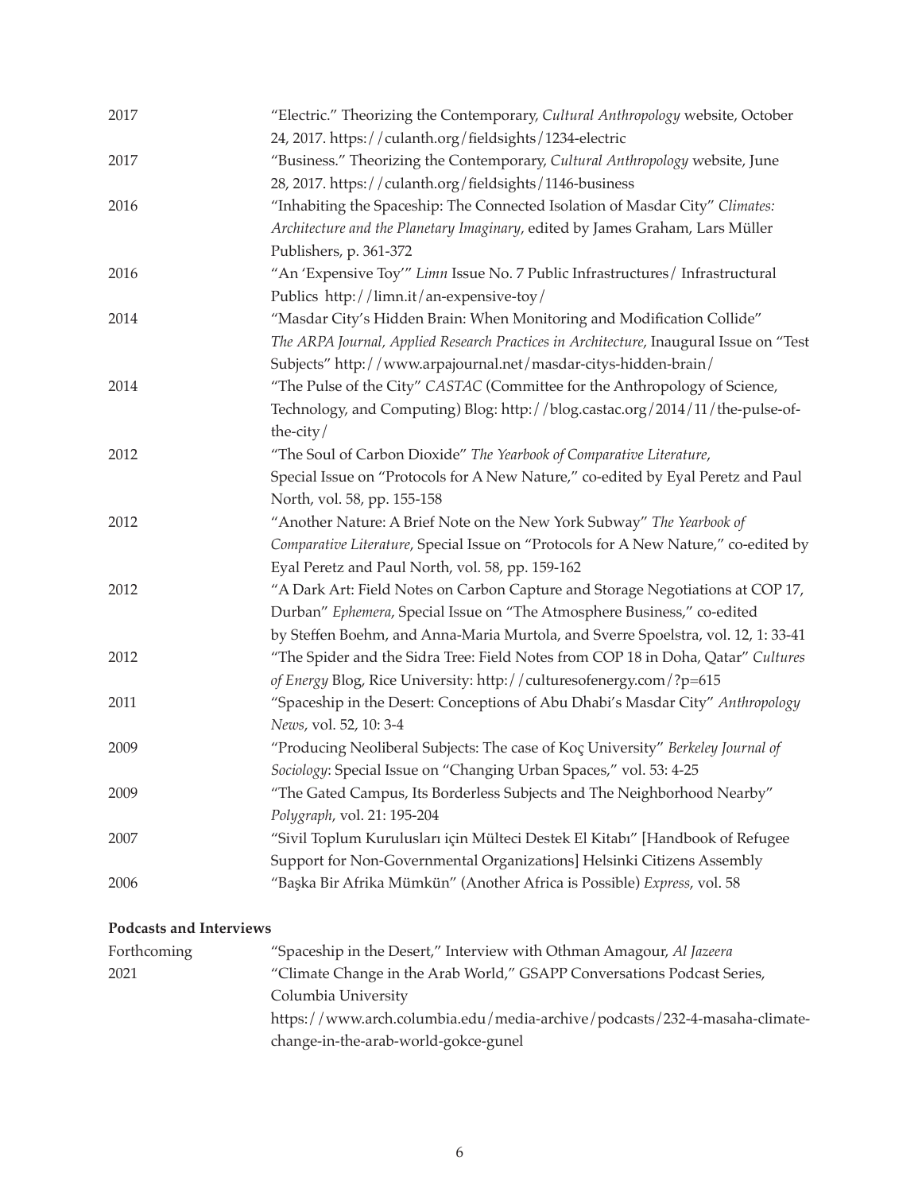2017 "Electric." Theorizing the Contemporary, *Cultural Anthropology* website, October 24, 2017. https://culanth.org/fieldsights/1234-electric

2017 "Business." Theorizing the Contemporary, *Cultural Anthropology* website, June 28, 2017. https://culanth.org/fieldsights/1146-business

2016 "Inhabiting the Spaceship: The Connected Isolation of Masdar City" *Climates: Architecture and the Planetary Imaginary*, edited by James Graham, Lars Müller Publishers, p. 361-372

2016 "An 'Expensive Toy'" *Limn* Issue No. 7 Public Infrastructures/ Infrastructural Publics http://limn.it/an-expensive-toy/

2014 "Masdar City's Hidden Brain: When Monitoring and Modification Collide" *The ARPA Journal, Applied Research Practices in Architecture*, Inaugural Issue on "Test Subjects" http://www.arpajournal.net/masdar-citys-hidden-brain/

2014 "The Pulse of the City" *CASTAC* (Committee for the Anthropology of Science, Technology, and Computing) Blog: http://blog.castac.org/2014/11/the-pulse-of-the-city/

2012 "The Soul of Carbon Dioxide" *The Yearbook of Comparative Literature*, Special Issue on "Protocols for A New Nature," co-edited by Eyal Peretz and Paul North, vol. 58, pp. 155-158

2012 "Another Nature: A Brief Note on the New York Subway" *The Yearbook of Comparative Literature*, Special Issue on "Protocols for A New Nature," co-edited by Eyal Peretz and Paul North, vol. 58, pp. 159-162

2012 "A Dark Art: Field Notes on Carbon Capture and Storage Negotiations at COP 17, Durban" *Ephemera*, Special Issue on "The Atmosphere Business," co-edited by Steffen Boehm, and Anna-Maria Murtola, and Sverre Spoelstra, vol. 12, 1: 33-41

2012 "The Spider and the Sidra Tree: Field Notes from COP 18 in Doha, Qatar" *Cultures of Energy* Blog, Rice University: http://culturesofenergy.com/?p=615

2011 "Spaceship in the Desert: Conceptions of Abu Dhabi's Masdar City" *Anthropology News*, vol. 52, 10: 3-4

2009 "Producing Neoliberal Subjects: The case of Koç University" *Berkeley Journal of Sociology*: Special Issue on "Changing Urban Spaces," vol. 53: 4-25

2009 "The Gated Campus, Its Borderless Subjects and The Neighborhood Nearby" *Polygraph*, vol. 21: 195-204

2007 "Sivil Toplum Kurulusları için Mülteci Destek El Kitabı" [Handbook of Refugee Support for Non-Governmental Organizations] Helsinki Citizens Assembly

2006 "Başka Bir Afrika Mümkün" (Another Africa is Possible) *Express*, vol. 58

**Podcasts and Interviews**

Forthcoming "Spaceship in the Desert," Interview with Othman Amagour, *Al Jazeera*

2021 "Climate Change in the Arab World," GSAPP Conversations Podcast Series, Columbia University https://www.arch.columbia.edu/media-archive/podcasts/232-4-masaha-climate-change-in-the-arab-world-gokce-gunel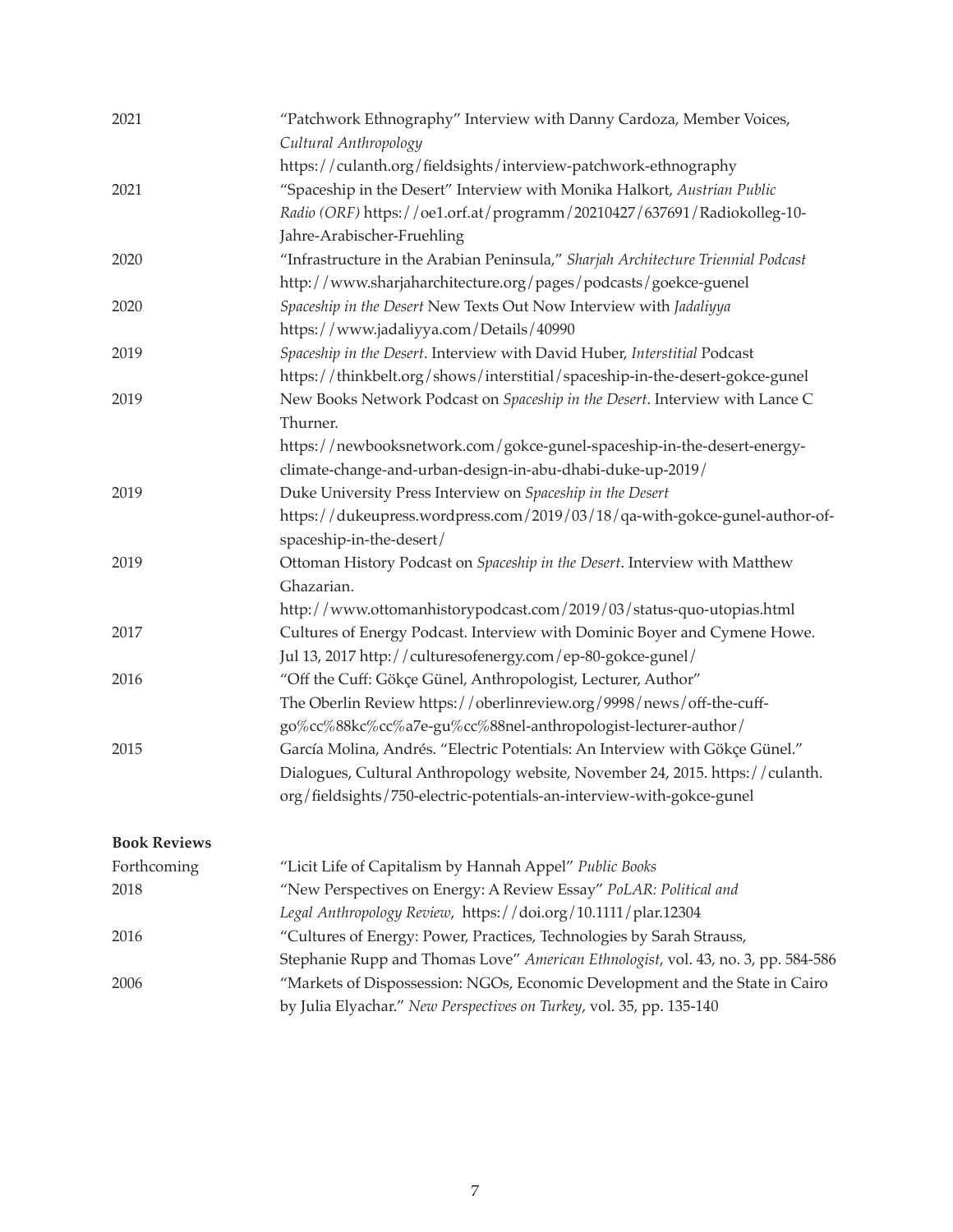| | |
|---|---|
| 2021 | "Patchwork Ethnography" Interview with Danny Cardoza, Member Voices, *Cultural Anthropology* https://culanth.org/fieldsights/interview-patchwork-ethnography |
| 2021 | "Spaceship in the Desert" Interview with Monika Halkort, *Austrian Public Radio (ORF)* https://oe1.orf.at/programm/20210427/637691/Radiokolleg-10-Jahre-Arabischer-Fruehling |
| 2020 | "Infrastructure in the Arabian Peninsula," *Sharjah Architecture Triennial Podcast* http://www.sharjaharchitecture.org/pages/podcasts/goekce-guenel |
| 2020 | *Spaceship in the Desert* New Texts Out Now Interview with *Jadaliyya* https://www.jadaliyya.com/Details/40990 |
| 2019 | *Spaceship in the Desert*. Interview with David Huber, *Interstitial* Podcast https://thinkbelt.org/shows/interstitial/spaceship-in-the-desert-gokce-gunel |
| 2019 | New Books Network Podcast on *Spaceship in the Desert*. Interview with Lance C Thurner. https://newbooksnetwork.com/gokce-gunel-spaceship-in-the-desert-energy-climate-change-and-urban-design-in-abu-dhabi-duke-up-2019/ |
| 2019 | Duke University Press Interview on *Spaceship in the Desert* https://dukeupress.wordpress.com/2019/03/18/qa-with-gokce-gunel-author-of-spaceship-in-the-desert/ |
| 2019 | Ottoman History Podcast on *Spaceship in the Desert*. Interview with Matthew Ghazarian. http://www.ottomanhistorypodcast.com/2019/03/status-quo-utopias.html |
| 2017 | Cultures of Energy Podcast. Interview with Dominic Boyer and Cymene Howe. Jul 13, 2017 http://culturesofenergy.com/ep-80-gokce-gunel/ |
| 2016 | "Off the Cuff: Gökçe Günel, Anthropologist, Lecturer, Author" The Oberlin Review https://oberlinreview.org/9998/news/off-the-cuff-go%cc%88kc%cc%a7e-gu%cc%88nel-anthropologist-lecturer-author/ |
| 2015 | García Molina, Andrés. "Electric Potentials: An Interview with Gökçe Günel." Dialogues, Cultural Anthropology website, November 24, 2015. https://culanth.org/fieldsights/750-electric-potentials-an-interview-with-gokce-gunel |

**Book Reviews**

| | |
|---|---|
| Forthcoming | "Licit Life of Capitalism by Hannah Appel" *Public Books* |
| 2018 | "New Perspectives on Energy: A Review Essay" *PoLAR: Political and Legal Anthropology Review*, https://doi.org/10.1111/plar.12304 |
| 2016 | "Cultures of Energy: Power, Practices, Technologies by Sarah Strauss, Stephanie Rupp and Thomas Love" *American Ethnologist*, vol. 43, no. 3, pp. 584-586 |
| 2006 | "Markets of Dispossession: NGOs, Economic Development and the State in Cairo by Julia Elyachar." *New Perspectives on Turkey*, vol. 35, pp. 135-140 |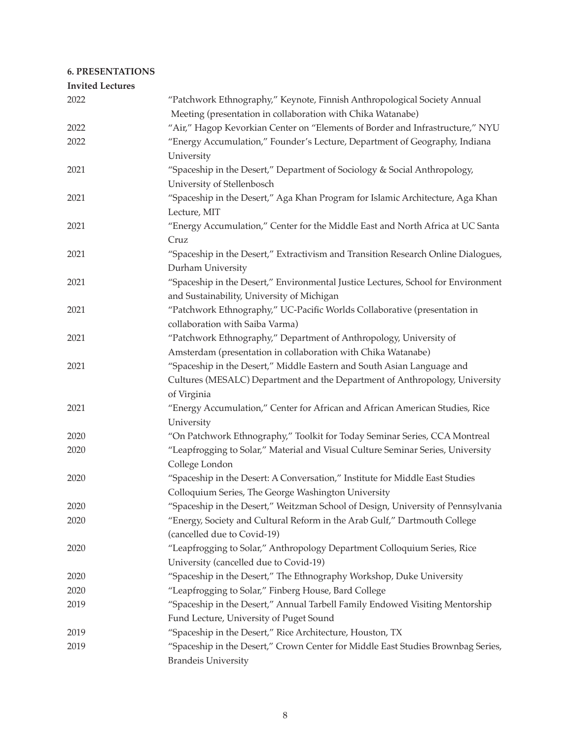**6. PRESENTATIONS**

**Invited Lectures**

2022 "Patchwork Ethnography," Keynote, Finnish Anthropological Society Annual Meeting (presentation in collaboration with Chika Watanabe)

2022 "Air," Hagop Kevorkian Center on "Elements of Border and Infrastructure," NYU

2022 "Energy Accumulation," Founder's Lecture, Department of Geography, Indiana University

2021 "Spaceship in the Desert," Department of Sociology & Social Anthropology, University of Stellenbosch

2021 "Spaceship in the Desert," Aga Khan Program for Islamic Architecture, Aga Khan Lecture, MIT

2021 "Energy Accumulation," Center for the Middle East and North Africa at UC Santa Cruz

2021 "Spaceship in the Desert," Extractivism and Transition Research Online Dialogues, Durham University

2021 "Spaceship in the Desert," Environmental Justice Lectures, School for Environment and Sustainability, University of Michigan

2021 "Patchwork Ethnography," UC-Pacific Worlds Collaborative (presentation in collaboration with Saiba Varma)

2021 "Patchwork Ethnography," Department of Anthropology, University of Amsterdam (presentation in collaboration with Chika Watanabe)

2021 "Spaceship in the Desert," Middle Eastern and South Asian Language and Cultures (MESALC) Department and the Department of Anthropology, University of Virginia

2021 "Energy Accumulation," Center for African and African American Studies, Rice University

2020 "On Patchwork Ethnography," Toolkit for Today Seminar Series, CCA Montreal

2020 "Leapfrogging to Solar," Material and Visual Culture Seminar Series, University College London

2020 "Spaceship in the Desert: A Conversation," Institute for Middle East Studies Colloquium Series, The George Washington University

2020 "Spaceship in the Desert," Weitzman School of Design, University of Pennsylvania

2020 "Energy, Society and Cultural Reform in the Arab Gulf," Dartmouth College (cancelled due to Covid-19)

2020 "Leapfrogging to Solar," Anthropology Department Colloquium Series, Rice University (cancelled due to Covid-19)

2020 "Spaceship in the Desert," The Ethnography Workshop, Duke University

2020 "Leapfrogging to Solar," Finberg House, Bard College

2019 "Spaceship in the Desert," Annual Tarbell Family Endowed Visiting Mentorship Fund Lecture, University of Puget Sound

2019 "Spaceship in the Desert," Rice Architecture, Houston, TX

2019 "Spaceship in the Desert," Crown Center for Middle East Studies Brownbag Series, Brandeis University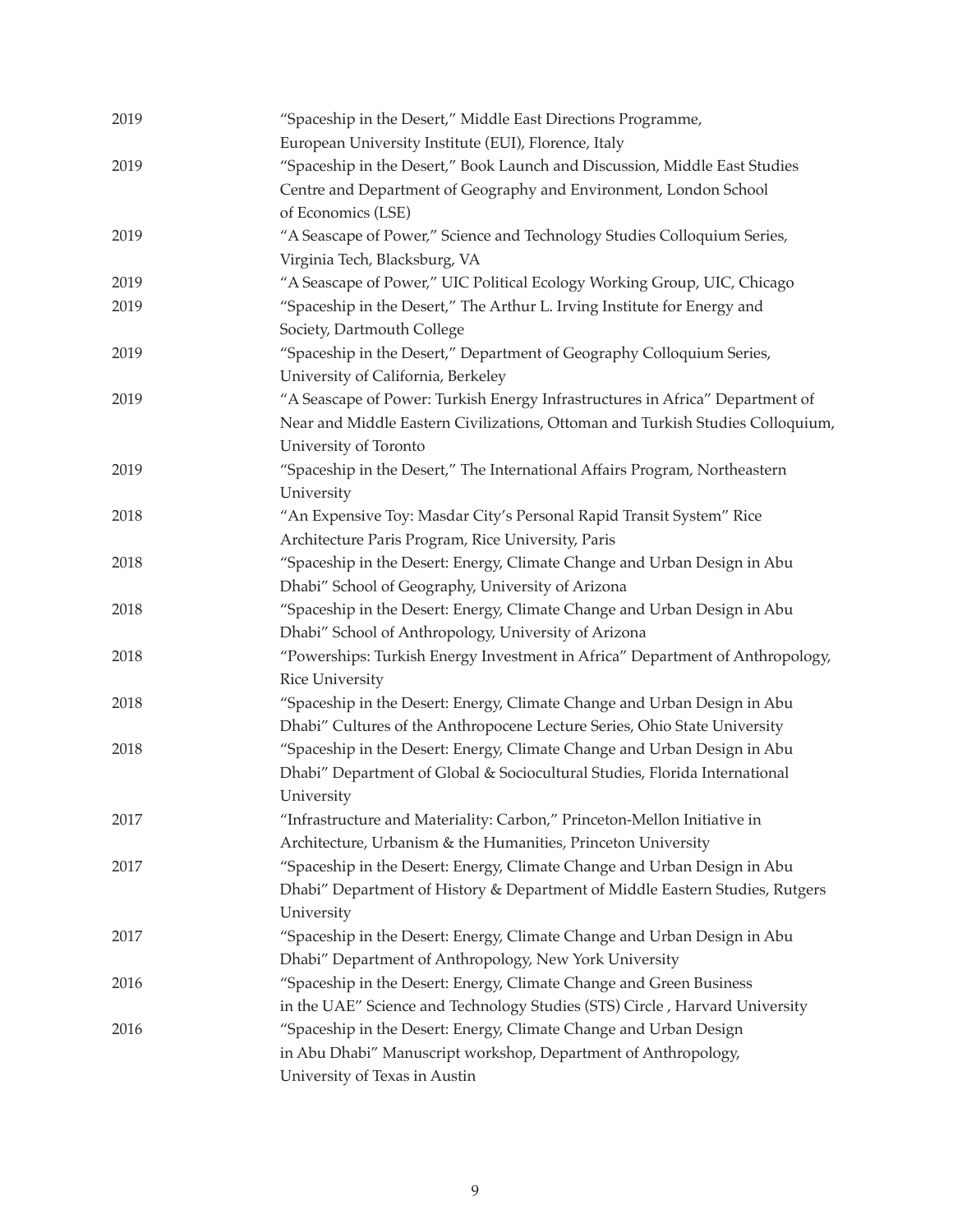2019 "Spaceship in the Desert," Middle East Directions Programme, European University Institute (EUI), Florence, Italy

2019 "Spaceship in the Desert," Book Launch and Discussion, Middle East Studies Centre and Department of Geography and Environment, London School of Economics (LSE)

2019 "A Seascape of Power," Science and Technology Studies Colloquium Series, Virginia Tech, Blacksburg, VA

2019 "A Seascape of Power," UIC Political Ecology Working Group, UIC, Chicago

2019 "Spaceship in the Desert," The Arthur L. Irving Institute for Energy and Society, Dartmouth College

2019 "Spaceship in the Desert," Department of Geography Colloquium Series, University of California, Berkeley

2019 "A Seascape of Power: Turkish Energy Infrastructures in Africa" Department of Near and Middle Eastern Civilizations, Ottoman and Turkish Studies Colloquium, University of Toronto

2019 "Spaceship in the Desert," The International Affairs Program, Northeastern University

2018 "An Expensive Toy: Masdar City's Personal Rapid Transit System" Rice Architecture Paris Program, Rice University, Paris

2018 "Spaceship in the Desert: Energy, Climate Change and Urban Design in Abu Dhabi" School of Geography, University of Arizona

2018 "Spaceship in the Desert: Energy, Climate Change and Urban Design in Abu Dhabi" School of Anthropology, University of Arizona

2018 "Powerships: Turkish Energy Investment in Africa" Department of Anthropology, Rice University

2018 "Spaceship in the Desert: Energy, Climate Change and Urban Design in Abu Dhabi" Cultures of the Anthropocene Lecture Series, Ohio State University

2018 "Spaceship in the Desert: Energy, Climate Change and Urban Design in Abu Dhabi" Department of Global & Sociocultural Studies, Florida International University

2017 "Infrastructure and Materiality: Carbon," Princeton-Mellon Initiative in Architecture, Urbanism & the Humanities, Princeton University

2017 "Spaceship in the Desert: Energy, Climate Change and Urban Design in Abu Dhabi" Department of History & Department of Middle Eastern Studies, Rutgers University

2017 "Spaceship in the Desert: Energy, Climate Change and Urban Design in Abu Dhabi" Department of Anthropology, New York University

2016 "Spaceship in the Desert: Energy, Climate Change and Green Business in the UAE" Science and Technology Studies (STS) Circle , Harvard University

2016 "Spaceship in the Desert: Energy, Climate Change and Urban Design in Abu Dhabi" Manuscript workshop, Department of Anthropology, University of Texas in Austin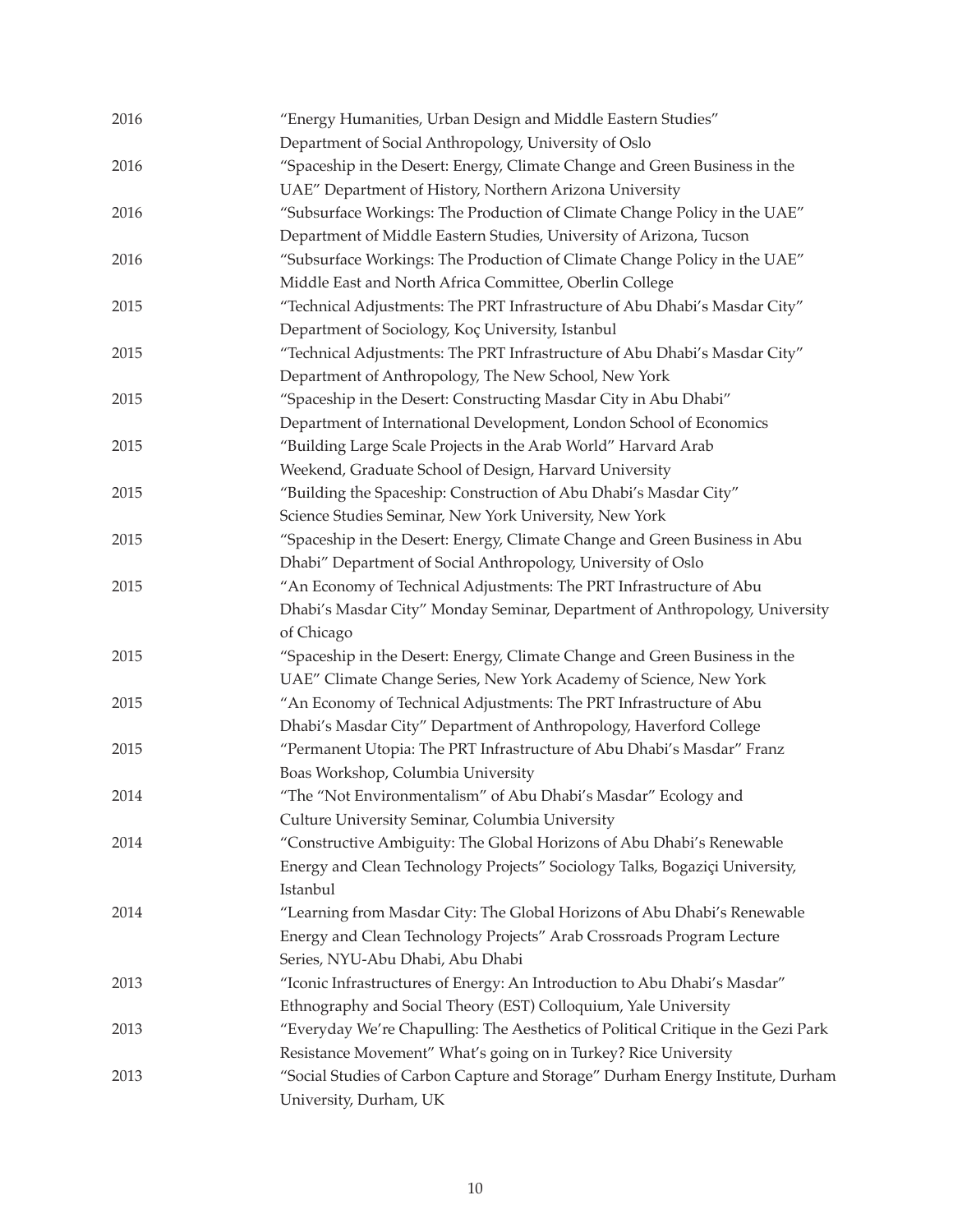| | |
|---|---|
| 2016 | "Energy Humanities, Urban Design and Middle Eastern Studies" Department of Social Anthropology, University of Oslo |
| 2016 | "Spaceship in the Desert: Energy, Climate Change and Green Business in the UAE" Department of History, Northern Arizona University |
| 2016 | "Subsurface Workings: The Production of Climate Change Policy in the UAE" Department of Middle Eastern Studies, University of Arizona, Tucson |
| 2016 | "Subsurface Workings: The Production of Climate Change Policy in the UAE" Middle East and North Africa Committee, Oberlin College |
| 2015 | "Technical Adjustments: The PRT Infrastructure of Abu Dhabi's Masdar City" Department of Sociology, Koç University, Istanbul |
| 2015 | "Technical Adjustments: The PRT Infrastructure of Abu Dhabi's Masdar City" Department of Anthropology, The New School, New York |
| 2015 | "Spaceship in the Desert: Constructing Masdar City in Abu Dhabi" Department of International Development, London School of Economics |
| 2015 | "Building Large Scale Projects in the Arab World" Harvard Arab Weekend, Graduate School of Design, Harvard University |
| 2015 | "Building the Spaceship: Construction of Abu Dhabi's Masdar City" Science Studies Seminar, New York University, New York |
| 2015 | "Spaceship in the Desert: Energy, Climate Change and Green Business in Abu Dhabi" Department of Social Anthropology, University of Oslo |
| 2015 | "An Economy of Technical Adjustments: The PRT Infrastructure of Abu Dhabi's Masdar City" Monday Seminar, Department of Anthropology, University of Chicago |
| 2015 | "Spaceship in the Desert: Energy, Climate Change and Green Business in the UAE" Climate Change Series, New York Academy of Science, New York |
| 2015 | "An Economy of Technical Adjustments: The PRT Infrastructure of Abu Dhabi's Masdar City" Department of Anthropology, Haverford College |
| 2015 | "Permanent Utopia: The PRT Infrastructure of Abu Dhabi's Masdar" Franz Boas Workshop, Columbia University |
| 2014 | "The "Not Environmentalism" of Abu Dhabi's Masdar" Ecology and Culture University Seminar, Columbia University |
| 2014 | "Constructive Ambiguity: The Global Horizons of Abu Dhabi's Renewable Energy and Clean Technology Projects" Sociology Talks, Bogaziçi University, Istanbul |
| 2014 | "Learning from Masdar City: The Global Horizons of Abu Dhabi's Renewable Energy and Clean Technology Projects" Arab Crossroads Program Lecture Series, NYU-Abu Dhabi, Abu Dhabi |
| 2013 | "Iconic Infrastructures of Energy: An Introduction to Abu Dhabi's Masdar" Ethnography and Social Theory (EST) Colloquium, Yale University |
| 2013 | "Everyday We're Chapulling: The Aesthetics of Political Critique in the Gezi Park Resistance Movement" What's going on in Turkey? Rice University |
| 2013 | "Social Studies of Carbon Capture and Storage" Durham Energy Institute, Durham University, Durham, UK |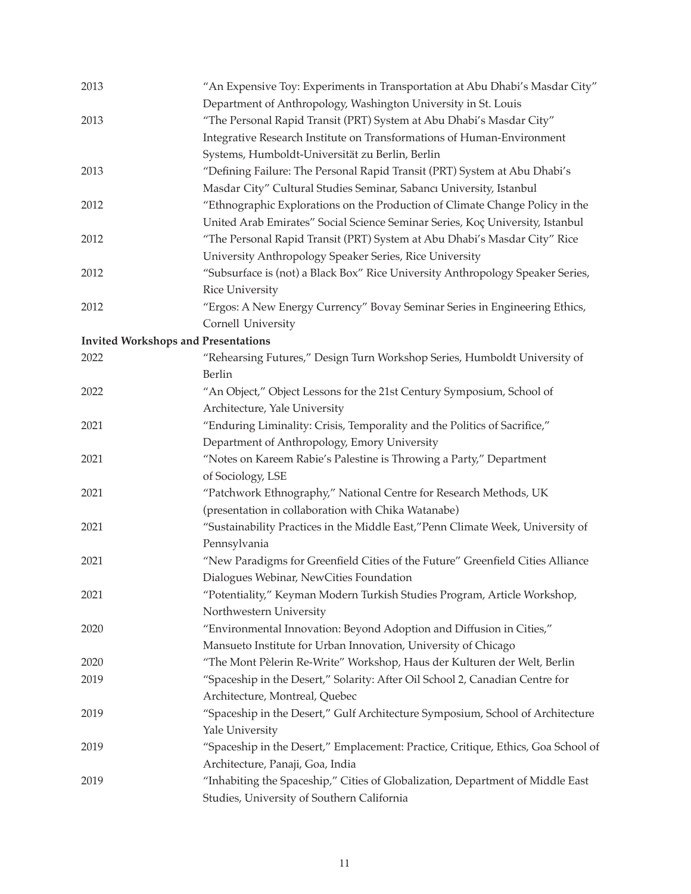2013 "An Expensive Toy: Experiments in Transportation at Abu Dhabi's Masdar City" Department of Anthropology, Washington University in St. Louis

2013 "The Personal Rapid Transit (PRT) System at Abu Dhabi's Masdar City" Integrative Research Institute on Transformations of Human-Environment Systems, Humboldt-Universität zu Berlin, Berlin

2013 "Defining Failure: The Personal Rapid Transit (PRT) System at Abu Dhabi's Masdar City" Cultural Studies Seminar, Sabancı University, Istanbul

2012 "Ethnographic Explorations on the Production of Climate Change Policy in the United Arab Emirates" Social Science Seminar Series, Koç University, Istanbul

2012 "The Personal Rapid Transit (PRT) System at Abu Dhabi's Masdar City" Rice University Anthropology Speaker Series, Rice University

2012 "Subsurface is (not) a Black Box" Rice University Anthropology Speaker Series, Rice University

2012 "Ergos: A New Energy Currency" Bovay Seminar Series in Engineering Ethics, Cornell University

**Invited Workshops and Presentations**

2022 "Rehearsing Futures," Design Turn Workshop Series, Humboldt University of Berlin

2022 "An Object," Object Lessons for the 21st Century Symposium, School of Architecture, Yale University

2021 "Enduring Liminality: Crisis, Temporality and the Politics of Sacrifice," Department of Anthropology, Emory University

2021 "Notes on Kareem Rabie's Palestine is Throwing a Party," Department of Sociology, LSE

2021 "Patchwork Ethnography," National Centre for Research Methods, UK (presentation in collaboration with Chika Watanabe)

2021 "Sustainability Practices in the Middle East,"Penn Climate Week, University of Pennsylvania

2021 "New Paradigms for Greenfield Cities of the Future" Greenfield Cities Alliance Dialogues Webinar, NewCities Foundation

2021 "Potentiality," Keyman Modern Turkish Studies Program, Article Workshop, Northwestern University

2020 "Environmental Innovation: Beyond Adoption and Diffusion in Cities," Mansueto Institute for Urban Innovation, University of Chicago

2020 "The Mont Pèlerin Re-Write" Workshop, Haus der Kulturen der Welt, Berlin

2019 "Spaceship in the Desert," Solarity: After Oil School 2, Canadian Centre for Architecture, Montreal, Quebec

2019 "Spaceship in the Desert," Gulf Architecture Symposium, School of Architecture Yale University

2019 "Spaceship in the Desert," Emplacement: Practice, Critique, Ethics, Goa School of Architecture, Panaji, Goa, India

2019 "Inhabiting the Spaceship," Cities of Globalization, Department of Middle East Studies, University of Southern California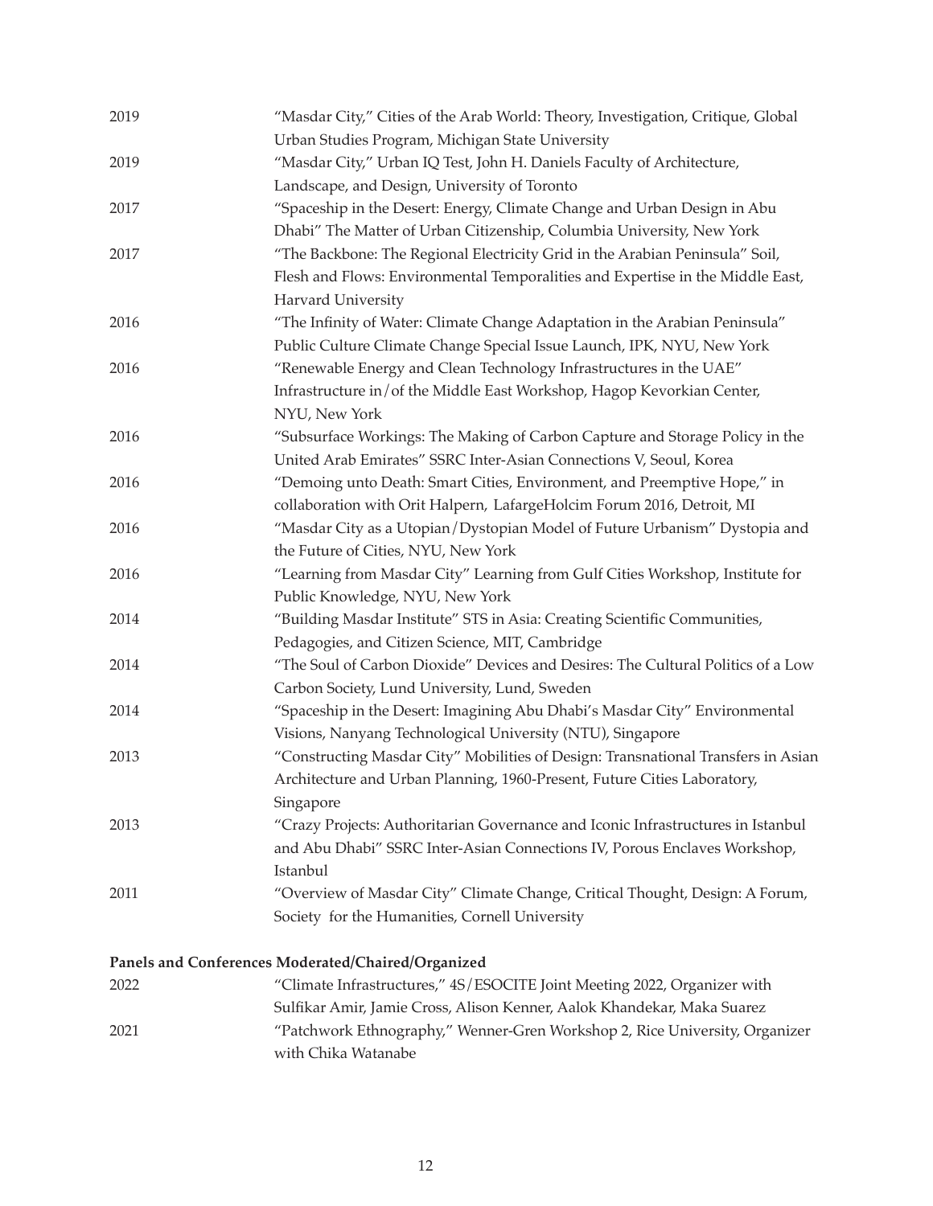| | |
|---|---|
| 2019 | "Masdar City," Cities of the Arab World: Theory, Investigation, Critique, Global Urban Studies Program, Michigan State University |
| 2019 | "Masdar City," Urban IQ Test, John H. Daniels Faculty of Architecture, Landscape, and Design, University of Toronto |
| 2017 | "Spaceship in the Desert: Energy, Climate Change and Urban Design in Abu Dhabi" The Matter of Urban Citizenship, Columbia University, New York |
| 2017 | "The Backbone: The Regional Electricity Grid in the Arabian Peninsula" Soil, Flesh and Flows: Environmental Temporalities and Expertise in the Middle East, Harvard University |
| 2016 | "The Infinity of Water: Climate Change Adaptation in the Arabian Peninsula" Public Culture Climate Change Special Issue Launch, IPK, NYU, New York |
| 2016 | "Renewable Energy and Clean Technology Infrastructures in the UAE" Infrastructure in/of the Middle East Workshop, Hagop Kevorkian Center, NYU, New York |
| 2016 | "Subsurface Workings: The Making of Carbon Capture and Storage Policy in the United Arab Emirates" SSRC Inter-Asian Connections V, Seoul, Korea |
| 2016 | "Demoing unto Death: Smart Cities, Environment, and Preemptive Hope," in collaboration with Orit Halpern, LafargeHolcim Forum 2016, Detroit, MI |
| 2016 | "Masdar City as a Utopian/Dystopian Model of Future Urbanism" Dystopia and the Future of Cities, NYU, New York |
| 2016 | "Learning from Masdar City" Learning from Gulf Cities Workshop, Institute for Public Knowledge, NYU, New York |
| 2014 | "Building Masdar Institute" STS in Asia: Creating Scientific Communities, Pedagogies, and Citizen Science, MIT, Cambridge |
| 2014 | "The Soul of Carbon Dioxide" Devices and Desires: The Cultural Politics of a Low Carbon Society, Lund University, Lund, Sweden |
| 2014 | "Spaceship in the Desert: Imagining Abu Dhabi's Masdar City" Environmental Visions, Nanyang Technological University (NTU), Singapore |
| 2013 | "Constructing Masdar City" Mobilities of Design: Transnational Transfers in Asian Architecture and Urban Planning, 1960-Present, Future Cities Laboratory, Singapore |
| 2013 | "Crazy Projects: Authoritarian Governance and Iconic Infrastructures in Istanbul and Abu Dhabi" SSRC Inter-Asian Connections IV, Porous Enclaves Workshop, Istanbul |
| 2011 | "Overview of Masdar City" Climate Change, Critical Thought, Design: A Forum, Society for the Humanities, Cornell University |

**Panels and Conferences Moderated/Chaired/Organized**

| | |
|---|---|
| 2022 | "Climate Infrastructures," 4S/ESOCITE Joint Meeting 2022, Organizer with Sulfikar Amir, Jamie Cross, Alison Kenner, Aalok Khandekar, Maka Suarez |
| 2021 | "Patchwork Ethnography," Wenner-Gren Workshop 2, Rice University, Organizer with Chika Watanabe |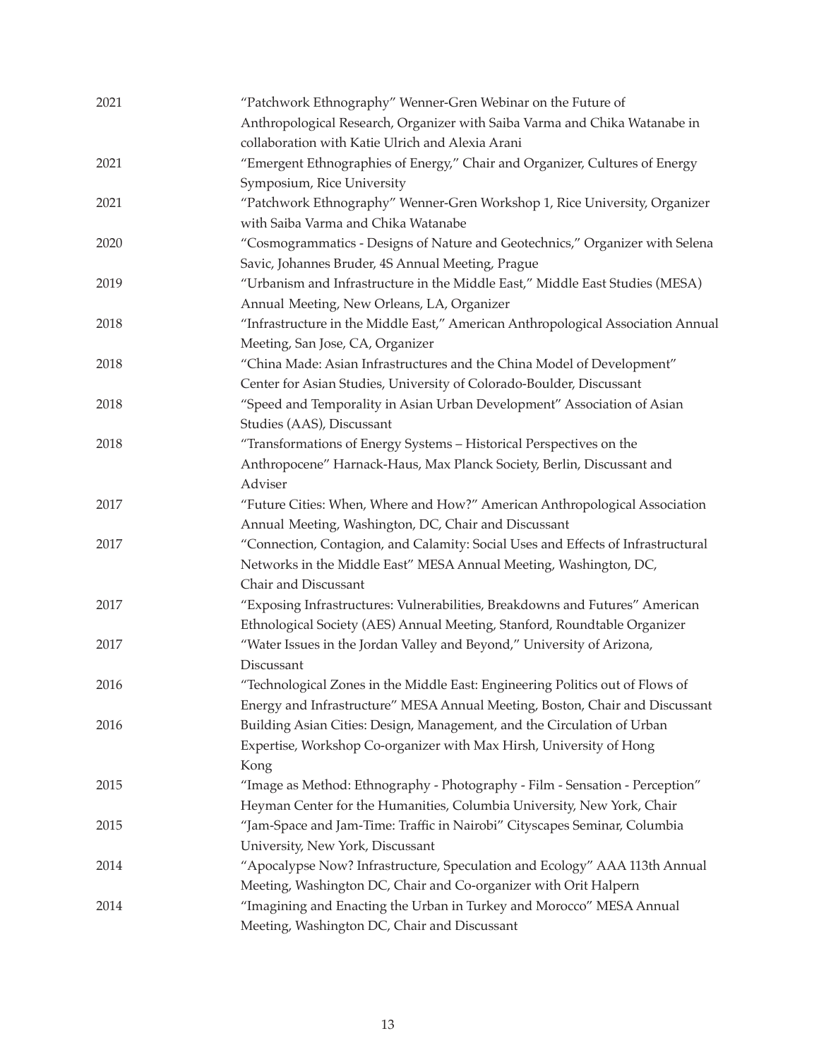| | |
|---|---|
| 2021 | "Patchwork Ethnography" Wenner-Gren Webinar on the Future of Anthropological Research, Organizer with Saiba Varma and Chika Watanabe in collaboration with Katie Ulrich and Alexia Arani |
| 2021 | "Emergent Ethnographies of Energy," Chair and Organizer, Cultures of Energy Symposium, Rice University |
| 2021 | "Patchwork Ethnography" Wenner-Gren Workshop 1, Rice University, Organizer with Saiba Varma and Chika Watanabe |
| 2020 | "Cosmogrammatics - Designs of Nature and Geotechnics," Organizer with Selena Savic, Johannes Bruder, 4S Annual Meeting, Prague |
| 2019 | "Urbanism and Infrastructure in the Middle East," Middle East Studies (MESA) Annual Meeting, New Orleans, LA, Organizer |
| 2018 | "Infrastructure in the Middle East," American Anthropological Association Annual Meeting, San Jose, CA, Organizer |
| 2018 | "China Made: Asian Infrastructures and the China Model of Development" Center for Asian Studies, University of Colorado-Boulder, Discussant |
| 2018 | "Speed and Temporality in Asian Urban Development" Association of Asian Studies (AAS), Discussant |
| 2018 | "Transformations of Energy Systems – Historical Perspectives on the Anthropocene" Harnack-Haus, Max Planck Society, Berlin, Discussant and Adviser |
| 2017 | "Future Cities: When, Where and How?" American Anthropological Association Annual Meeting, Washington, DC, Chair and Discussant |
| 2017 | "Connection, Contagion, and Calamity: Social Uses and Effects of Infrastructural Networks in the Middle East" MESA Annual Meeting, Washington, DC, Chair and Discussant |
| 2017 | "Exposing Infrastructures: Vulnerabilities, Breakdowns and Futures" American Ethnological Society (AES) Annual Meeting, Stanford, Roundtable Organizer |
| 2017 | "Water Issues in the Jordan Valley and Beyond," University of Arizona, Discussant |
| 2016 | "Technological Zones in the Middle East: Engineering Politics out of Flows of Energy and Infrastructure" MESA Annual Meeting, Boston, Chair and Discussant |
| 2016 | Building Asian Cities: Design, Management, and the Circulation of Urban Expertise, Workshop Co-organizer with Max Hirsh, University of Hong Kong |
| 2015 | "Image as Method: Ethnography - Photography - Film - Sensation - Perception" Heyman Center for the Humanities, Columbia University, New York, Chair |
| 2015 | "Jam-Space and Jam-Time: Traffic in Nairobi" Cityscapes Seminar, Columbia University, New York, Discussant |
| 2014 | "Apocalypse Now? Infrastructure, Speculation and Ecology" AAA 113th Annual Meeting, Washington DC, Chair and Co-organizer with Orit Halpern |
| 2014 | "Imagining and Enacting the Urban in Turkey and Morocco" MESA Annual Meeting, Washington DC, Chair and Discussant |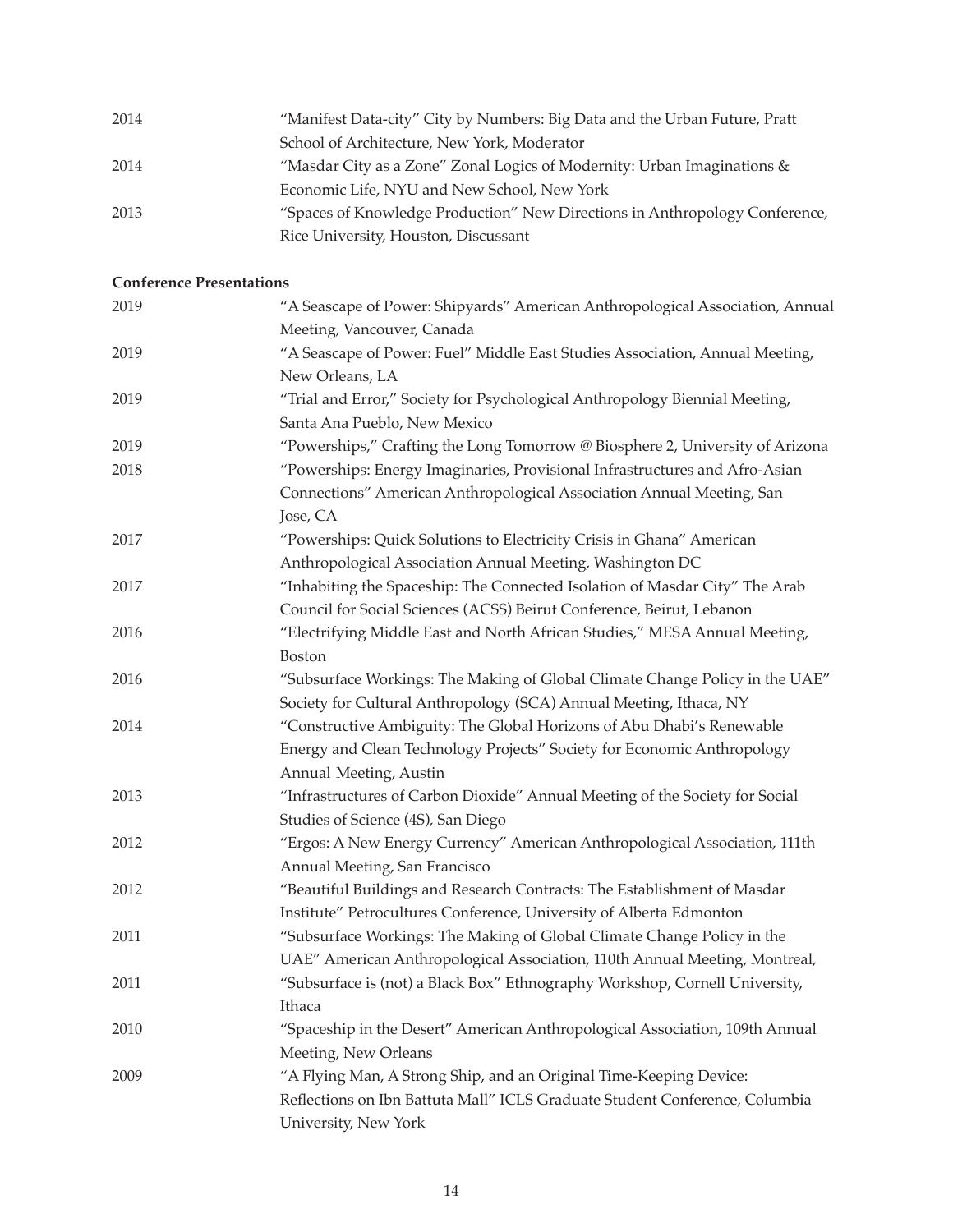| | |
|---|---|
| 2014 | "Manifest Data-city" City by Numbers: Big Data and the Urban Future, Pratt School of Architecture, New York, Moderator |
| 2014 | "Masdar City as a Zone" Zonal Logics of Modernity: Urban Imaginations & Economic Life, NYU and New School, New York |
| 2013 | "Spaces of Knowledge Production" New Directions in Anthropology Conference, Rice University, Houston, Discussant |

**Conference Presentations**

| | |
|---|---|
| 2019 | "A Seascape of Power: Shipyards" American Anthropological Association, Annual Meeting, Vancouver, Canada |
| 2019 | "A Seascape of Power: Fuel" Middle East Studies Association, Annual Meeting, New Orleans, LA |
| 2019 | "Trial and Error," Society for Psychological Anthropology Biennial Meeting, Santa Ana Pueblo, New Mexico |
| 2019 | "Powerships," Crafting the Long Tomorrow @ Biosphere 2, University of Arizona |
| 2018 | "Powerships: Energy Imaginaries, Provisional Infrastructures and Afro-Asian Connections" American Anthropological Association Annual Meeting, San Jose, CA |
| 2017 | "Powerships: Quick Solutions to Electricity Crisis in Ghana" American Anthropological Association Annual Meeting, Washington DC |
| 2017 | "Inhabiting the Spaceship: The Connected Isolation of Masdar City" The Arab Council for Social Sciences (ACSS) Beirut Conference, Beirut, Lebanon |
| 2016 | "Electrifying Middle East and North African Studies," MESA Annual Meeting, Boston |
| 2016 | "Subsurface Workings: The Making of Global Climate Change Policy in the UAE" Society for Cultural Anthropology (SCA) Annual Meeting, Ithaca, NY |
| 2014 | "Constructive Ambiguity: The Global Horizons of Abu Dhabi's Renewable Energy and Clean Technology Projects" Society for Economic Anthropology Annual Meeting, Austin |
| 2013 | "Infrastructures of Carbon Dioxide" Annual Meeting of the Society for Social Studies of Science (4S), San Diego |
| 2012 | "Ergos: A New Energy Currency" American Anthropological Association, 111th Annual Meeting, San Francisco |
| 2012 | "Beautiful Buildings and Research Contracts: The Establishment of Masdar Institute" Petrocultures Conference, University of Alberta Edmonton |
| 2011 | "Subsurface Workings: The Making of Global Climate Change Policy in the UAE" American Anthropological Association, 110th Annual Meeting, Montreal, |
| 2011 | "Subsurface is (not) a Black Box" Ethnography Workshop, Cornell University, Ithaca |
| 2010 | "Spaceship in the Desert" American Anthropological Association, 109th Annual Meeting, New Orleans |
| 2009 | "A Flying Man, A Strong Ship, and an Original Time-Keeping Device: Reflections on Ibn Battuta Mall" ICLS Graduate Student Conference, Columbia University, New York |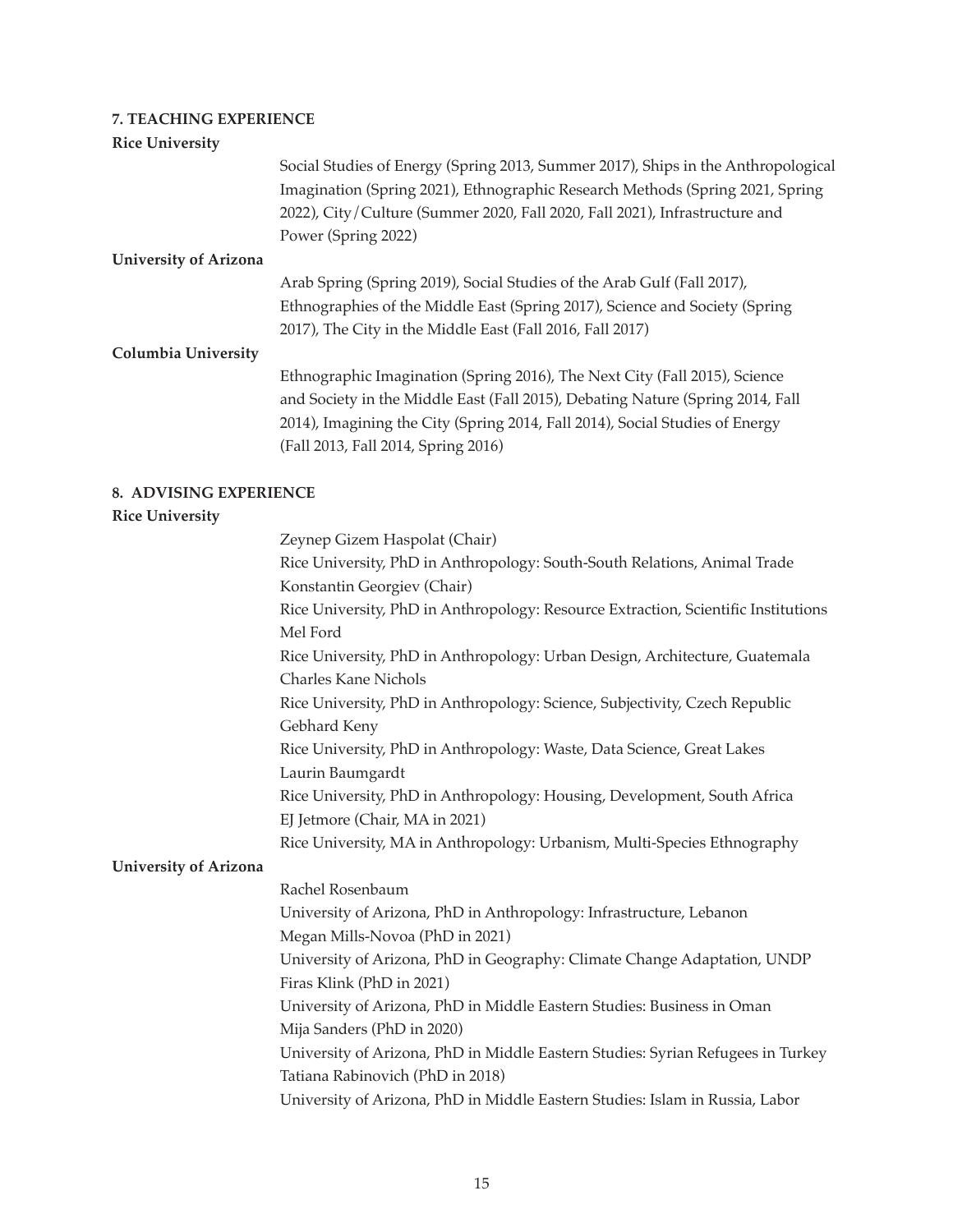## 7. TEACHING EXPERIENCE

**Rice University**

Social Studies of Energy (Spring 2013, Summer 2017), Ships in the Anthropological Imagination (Spring 2021), Ethnographic Research Methods (Spring 2021, Spring 2022), City/Culture (Summer 2020, Fall 2020, Fall 2021), Infrastructure and Power (Spring 2022)

**University of Arizona**

Arab Spring (Spring 2019), Social Studies of the Arab Gulf (Fall 2017), Ethnographies of the Middle East (Spring 2017), Science and Society (Spring 2017), The City in the Middle East (Fall 2016, Fall 2017)

**Columbia University**

Ethnographic Imagination (Spring 2016), The Next City (Fall 2015), Science and Society in the Middle East (Fall 2015), Debating Nature (Spring 2014, Fall 2014), Imagining the City (Spring 2014, Fall 2014), Social Studies of Energy (Fall 2013, Fall 2014, Spring 2016)

## 8. ADVISING EXPERIENCE

**Rice University**

Zeynep Gizem Haspolat (Chair)
Rice University, PhD in Anthropology: South-South Relations, Animal Trade

Konstantin Georgiev (Chair)
Rice University, PhD in Anthropology: Resource Extraction, Scientific Institutions

Mel Ford
Rice University, PhD in Anthropology: Urban Design, Architecture, Guatemala

Charles Kane Nichols
Rice University, PhD in Anthropology: Science, Subjectivity, Czech Republic

Gebhard Keny
Rice University, PhD in Anthropology: Waste, Data Science, Great Lakes

Laurin Baumgardt
Rice University, PhD in Anthropology: Housing, Development, South Africa

EJ Jetmore (Chair, MA in 2021)
Rice University, MA in Anthropology: Urbanism, Multi-Species Ethnography

**University of Arizona**

Rachel Rosenbaum
University of Arizona, PhD in Anthropology: Infrastructure, Lebanon

Megan Mills-Novoa (PhD in 2021)
University of Arizona, PhD in Geography: Climate Change Adaptation, UNDP

Firas Klink (PhD in 2021)
University of Arizona, PhD in Middle Eastern Studies: Business in Oman

Mija Sanders (PhD in 2020)
University of Arizona, PhD in Middle Eastern Studies: Syrian Refugees in Turkey

Tatiana Rabinovich (PhD in 2018)
University of Arizona, PhD in Middle Eastern Studies: Islam in Russia, Labor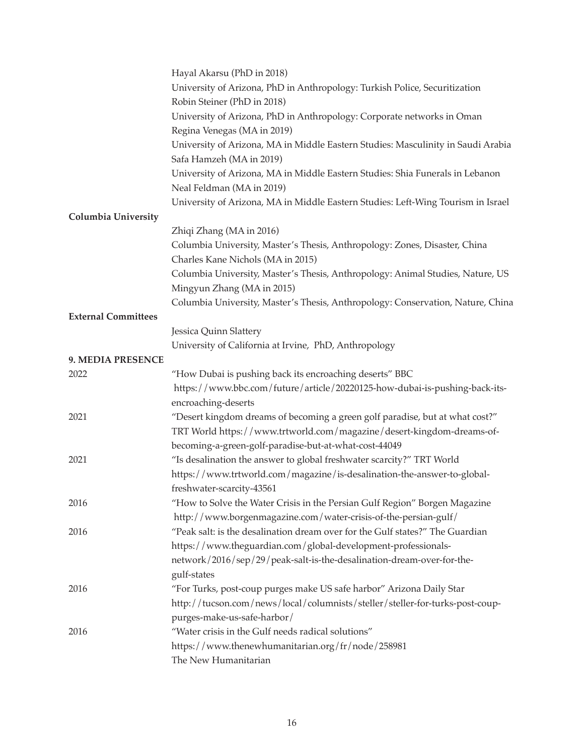Hayal Akarsu (PhD in 2018)
University of Arizona, PhD in Anthropology: Turkish Police, Securitization
Robin Steiner (PhD in 2018)
University of Arizona, PhD in Anthropology: Corporate networks in Oman
Regina Venegas (MA in 2019)
University of Arizona, MA in Middle Eastern Studies: Masculinity in Saudi Arabia
Safa Hamzeh (MA in 2019)
University of Arizona, MA in Middle Eastern Studies: Shia Funerals in Lebanon
Neal Feldman (MA in 2019)
University of Arizona, MA in Middle Eastern Studies: Left-Wing Tourism in Israel

**Columbia University**

Zhiqi Zhang (MA in 2016)
Columbia University, Master's Thesis, Anthropology: Zones, Disaster, China
Charles Kane Nichols (MA in 2015)
Columbia University, Master's Thesis, Anthropology: Animal Studies, Nature, US
Mingyun Zhang (MA in 2015)
Columbia University, Master's Thesis, Anthropology: Conservation, Nature, China

**External Committees**

Jessica Quinn Slattery
University of California at Irvine, PhD, Anthropology

## 9. MEDIA PRESENCE

2022 — "How Dubai is pushing back its encroaching deserts" BBC https://www.bbc.com/future/article/20220125-how-dubai-is-pushing-back-its-encroaching-deserts

2021 — "Desert kingdom dreams of becoming a green golf paradise, but at what cost?" TRT World https://www.trtworld.com/magazine/desert-kingdom-dreams-of-becoming-a-green-golf-paradise-but-at-what-cost-44049

2021 — "Is desalination the answer to global freshwater scarcity?" TRT World https://www.trtworld.com/magazine/is-desalination-the-answer-to-global-freshwater-scarcity-43561

2016 — "How to Solve the Water Crisis in the Persian Gulf Region" Borgen Magazine http://www.borgenmagazine.com/water-crisis-of-the-persian-gulf/

2016 — "Peak salt: is the desalination dream over for the Gulf states?" The Guardian https://www.theguardian.com/global-development-professionals-network/2016/sep/29/peak-salt-is-the-desalination-dream-over-for-the-gulf-states

2016 — "For Turks, post-coup purges make US safe harbor" Arizona Daily Star http://tucson.com/news/local/columnists/steller/steller-for-turks-post-coup-purges-make-us-safe-harbor/

2016 — "Water crisis in the Gulf needs radical solutions" https://www.thenewhumanitarian.org/fr/node/258981 The New Humanitarian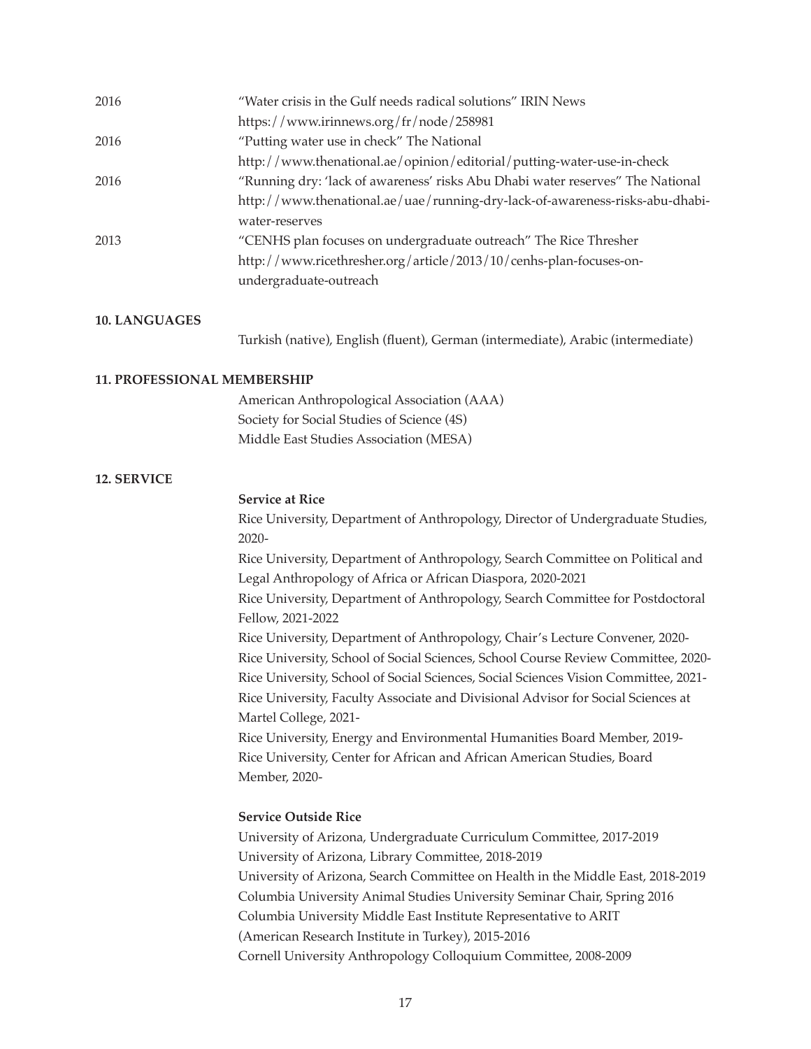| | |
|---|---|
| 2016 | "Water crisis in the Gulf needs radical solutions" IRIN News https://www.irinnews.org/fr/node/258981 |
| 2016 | "Putting water use in check" The National http://www.thenational.ae/opinion/editorial/putting-water-use-in-check |
| 2016 | "Running dry: 'lack of awareness' risks Abu Dhabi water reserves" The National http://www.thenational.ae/uae/running-dry-lack-of-awareness-risks-abu-dhabi-water-reserves |
| 2013 | "CENHS plan focuses on undergraduate outreach" The Rice Thresher http://www.ricethresher.org/article/2013/10/cenhs-plan-focuses-on-undergraduate-outreach |

**10. LANGUAGES**

Turkish (native), English (fluent), German (intermediate), Arabic (intermediate)

**11. PROFESSIONAL MEMBERSHIP**

American Anthropological Association (AAA)
Society for Social Studies of Science (4S)
Middle East Studies Association (MESA)

**12. SERVICE**

**Service at Rice**

Rice University, Department of Anthropology, Director of Undergraduate Studies, 2020-
Rice University, Department of Anthropology, Search Committee on Political and Legal Anthropology of Africa or African Diaspora, 2020-2021
Rice University, Department of Anthropology, Search Committee for Postdoctoral Fellow, 2021-2022
Rice University, Department of Anthropology, Chair's Lecture Convener, 2020-
Rice University, School of Social Sciences, School Course Review Committee, 2020-
Rice University, School of Social Sciences, Social Sciences Vision Committee, 2021-
Rice University, Faculty Associate and Divisional Advisor for Social Sciences at Martel College, 2021-
Rice University, Energy and Environmental Humanities Board Member, 2019-
Rice University, Center for African and African American Studies, Board Member, 2020-

**Service Outside Rice**

University of Arizona, Undergraduate Curriculum Committee, 2017-2019
University of Arizona, Library Committee, 2018-2019
University of Arizona, Search Committee on Health in the Middle East, 2018-2019
Columbia University Animal Studies University Seminar Chair, Spring 2016
Columbia University Middle East Institute Representative to ARIT (American Research Institute in Turkey), 2015-2016
Cornell University Anthropology Colloquium Committee, 2008-2009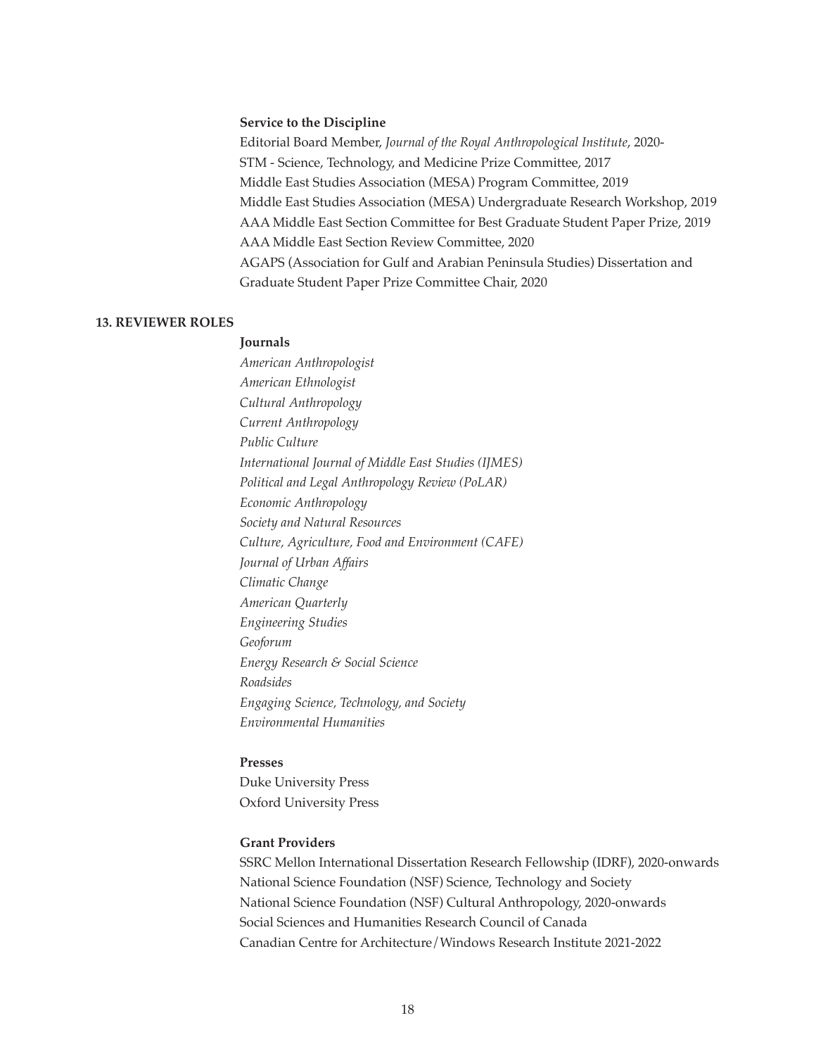**Service to the Discipline**

Editorial Board Member, *Journal of the Royal Anthropological Institute*, 2020-
STM - Science, Technology, and Medicine Prize Committee, 2017
Middle East Studies Association (MESA) Program Committee, 2019
Middle East Studies Association (MESA) Undergraduate Research Workshop, 2019
AAA Middle East Section Committee for Best Graduate Student Paper Prize, 2019
AAA Middle East Section Review Committee, 2020
AGAPS (Association for Gulf and Arabian Peninsula Studies) Dissertation and Graduate Student Paper Prize Committee Chair, 2020

## 13. REVIEWER ROLES

**Journals**

*American Anthropologist*
*American Ethnologist*
*Cultural Anthropology*
*Current Anthropology*
*Public Culture*
*International Journal of Middle East Studies (IJMES)*
*Political and Legal Anthropology Review (PoLAR)*
*Economic Anthropology*
*Society and Natural Resources*
*Culture, Agriculture, Food and Environment (CAFE)*
*Journal of Urban Affairs*
*Climatic Change*
*American Quarterly*
*Engineering Studies*
*Geoforum*
*Energy Research & Social Science*
*Roadsides*
*Engaging Science, Technology, and Society*
*Environmental Humanities*

**Presses**

Duke University Press
Oxford University Press

**Grant Providers**

SSRC Mellon International Dissertation Research Fellowship (IDRF), 2020-onwards
National Science Foundation (NSF) Science, Technology and Society
National Science Foundation (NSF) Cultural Anthropology, 2020-onwards
Social Sciences and Humanities Research Council of Canada
Canadian Centre for Architecture/Windows Research Institute 2021-2022